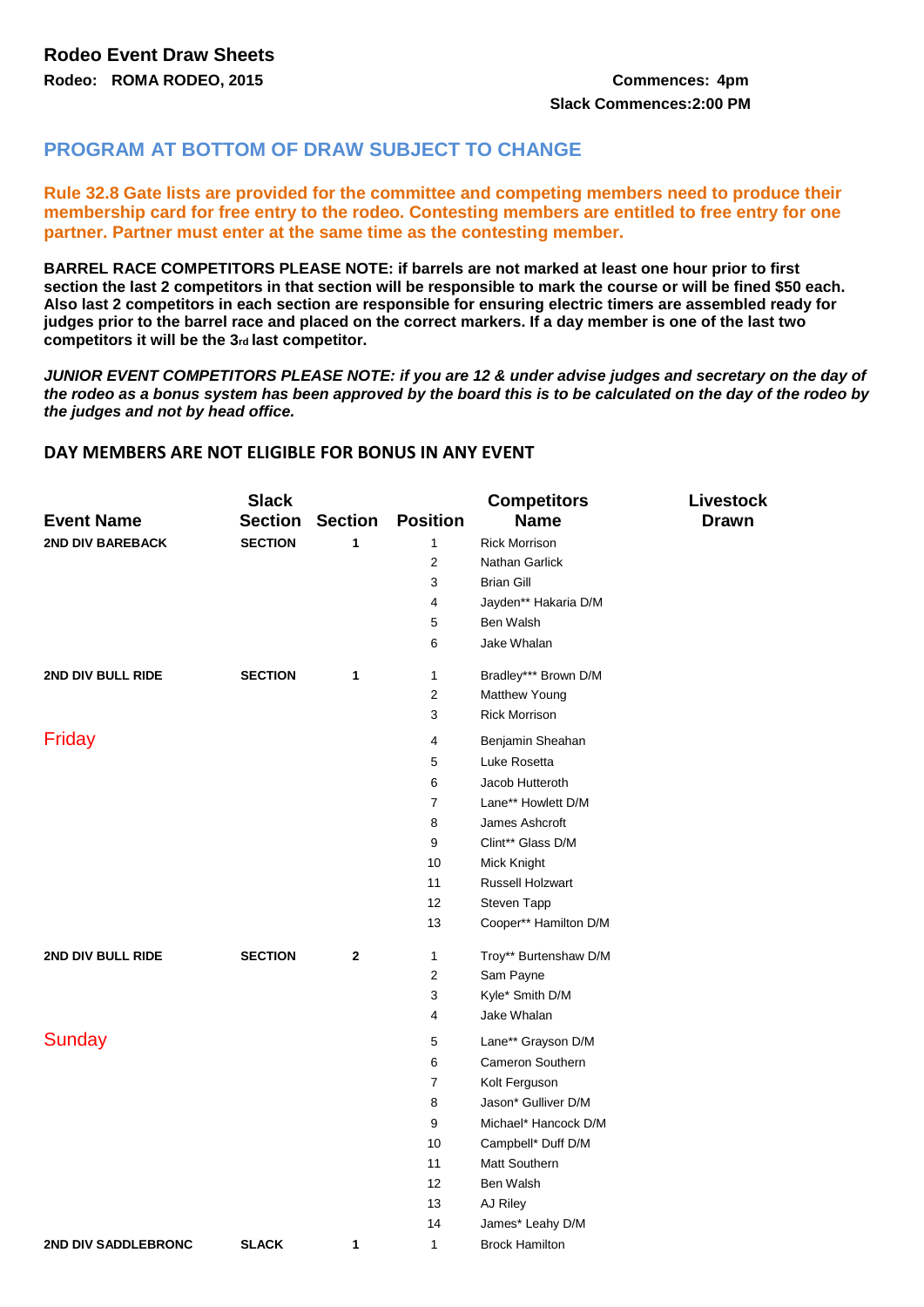## Rodeo Event Draw Sheets

**Rodeo: ROMA RODEO, 2015**

**Commences: 4pm**

**Slack Commences:2:00 PM**

### PROGRAM AT BOTTOM OF DRAW SUBJECT TO CHANGE

**Rule 32.8 Gate lists are provided for the committee and competing members need to produce their membership card for free entry to the rodeo. Contesting members are entitled to free entry for one partner. Partner must enter at the same time as the contesting member.**

**BARREL RACE COMPETITORS PLEASE NOTE: if barrels are not marked at least one hour prior to first section the last 2 competitors in that section will be responsible to mark the course or will be fined $50 each. Also last 2 competitors in each section are responsible for ensuring electric timers are assembled ready for judges prior to the barrel race and placed on the correct markers. If a day member is one of the last two competitors it will be the 3rd last competitor.**

***JUNIOR EVENT COMPETITORS PLEASE NOTE: if you are 12 & under advise judges and secretary on the day of the rodeo as a bonus system has been approved by the board this is to be calculated on the day of the rodeo by the judges and not by head office.***

**DAY MEMBERS ARE NOT ELIGIBLE FOR BONUS IN ANY EVENT**

| Event Name | Slack Section | Section | Position | Competitors Name | Livestock Drawn |
|---|---|---|---|---|---|
| **2ND DIV BAREBACK** | **SECTION** | **1** | 1 | Rick Morrison | |
| | | | 2 | Nathan Garlick | |
| | | | 3 | Brian Gill | |
| | | | 4 | Jayden** Hakaria D/M | |
| | | | 5 | Ben Walsh | |
| | | | 6 | Jake Whalan | |
| **2ND DIV BULL RIDE** | **SECTION** | **1** | 1 | Bradley*** Brown D/M | |
| | | | 2 | Matthew Young | |
| | | | 3 | Rick Morrison | |
| Friday | | | 4 | Benjamin Sheahan | |
| | | | 5 | Luke Rosetta | |
| | | | 6 | Jacob Hutteroth | |
| | | | 7 | Lane** Howlett D/M | |
| | | | 8 | James Ashcroft | |
| | | | 9 | Clint** Glass D/M | |
| | | | 10 | Mick Knight | |
| | | | 11 | Russell Holzwart | |
| | | | 12 | Steven Tapp | |
| | | | 13 | Cooper** Hamilton D/M | |
| **2ND DIV BULL RIDE** | **SECTION** | **2** | 1 | Troy** Burtenshaw D/M | |
| | | | 2 | Sam Payne | |
| | | | 3 | Kyle* Smith D/M | |
| | | | 4 | Jake Whalan | |
| Sunday | | | 5 | Lane** Grayson D/M | |
| | | | 6 | Cameron Southern | |
| | | | 7 | Kolt Ferguson | |
| | | | 8 | Jason* Gulliver D/M | |
| | | | 9 | Michael* Hancock D/M | |
| | | | 10 | Campbell* Duff D/M | |
| | | | 11 | Matt Southern | |
| | | | 12 | Ben Walsh | |
| | | | 13 | AJ Riley | |
| | | | 14 | James* Leahy D/M | |
| **2ND DIV SADDLEBRONC** | **SLACK** | **1** | 1 | Brock Hamilton | |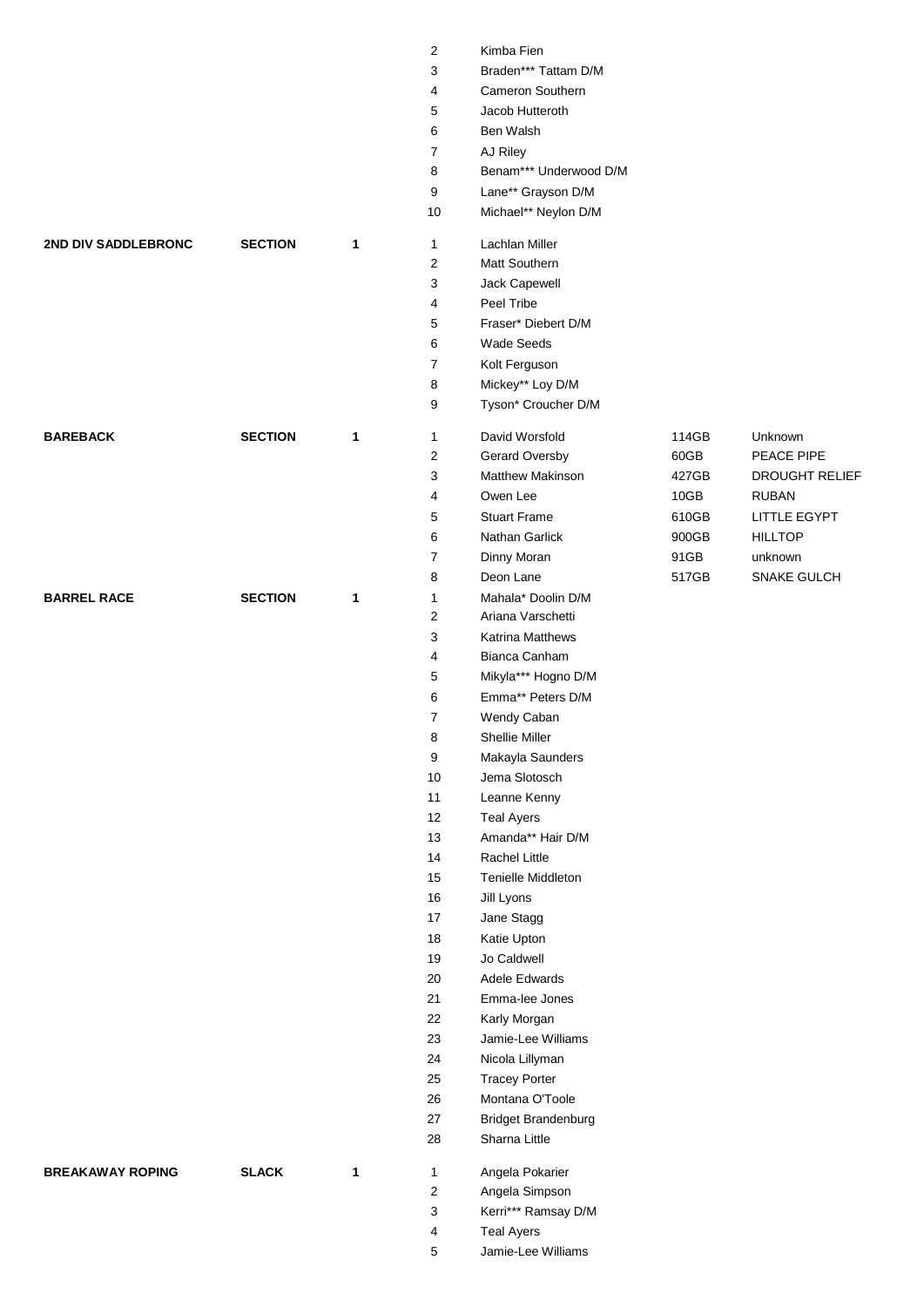| Event | Type | Section | No. | Name | Horse No. | Horse |
|---|---|---|---|---|---|---|
| | | | 2 | Kimba Fien | | |
| | | | 3 | Braden*** Tattam D/M | | |
| | | | 4 | Cameron Southern | | |
| | | | 5 | Jacob Hutteroth | | |
| | | | 6 | Ben Walsh | | |
| | | | 7 | AJ Riley | | |
| | | | 8 | Benam*** Underwood D/M | | |
| | | | 9 | Lane** Grayson D/M | | |
| | | | 10 | Michael** Neylon D/M | | |
| **2ND DIV SADDLEBRONC** | **SECTION** | **1** | 1 | Lachlan Miller | | |
| | | | 2 | Matt Southern | | |
| | | | 3 | Jack Capewell | | |
| | | | 4 | Peel Tribe | | |
| | | | 5 | Fraser* Diebert D/M | | |
| | | | 6 | Wade Seeds | | |
| | | | 7 | Kolt Ferguson | | |
| | | | 8 | Mickey** Loy D/M | | |
| | | | 9 | Tyson* Croucher D/M | | |
| **BAREBACK** | **SECTION** | **1** | 1 | David Worsfold | 114GB | Unknown |
| | | | 2 | Gerard Oversby | 60GB | PEACE PIPE |
| | | | 3 | Matthew Makinson | 427GB | DROUGHT RELIEF |
| | | | 4 | Owen Lee | 10GB | RUBAN |
| | | | 5 | Stuart Frame | 610GB | LITTLE EGYPT |
| | | | 6 | Nathan Garlick | 900GB | HILLTOP |
| | | | 7 | Dinny Moran | 91GB | unknown |
| | | | 8 | Deon Lane | 517GB | SNAKE GULCH |
| **BARREL RACE** | **SECTION** | **1** | 1 | Mahala* Doolin D/M | | |
| | | | 2 | Ariana Varschetti | | |
| | | | 3 | Katrina Matthews | | |
| | | | 4 | Bianca Canham | | |
| | | | 5 | Mikyla*** Hogno D/M | | |
| | | | 6 | Emma** Peters D/M | | |
| | | | 7 | Wendy Caban | | |
| | | | 8 | Shellie Miller | | |
| | | | 9 | Makayla Saunders | | |
| | | | 10 | Jema Slotosch | | |
| | | | 11 | Leanne Kenny | | |
| | | | 12 | Teal Ayers | | |
| | | | 13 | Amanda** Hair D/M | | |
| | | | 14 | Rachel Little | | |
| | | | 15 | Tenielle Middleton | | |
| | | | 16 | Jill Lyons | | |
| | | | 17 | Jane Stagg | | |
| | | | 18 | Katie Upton | | |
| | | | 19 | Jo Caldwell | | |
| | | | 20 | Adele Edwards | | |
| | | | 21 | Emma-lee Jones | | |
| | | | 22 | Karly Morgan | | |
| | | | 23 | Jamie-Lee Williams | | |
| | | | 24 | Nicola Lillyman | | |
| | | | 25 | Tracey Porter | | |
| | | | 26 | Montana O'Toole | | |
| | | | 27 | Bridget Brandenburg | | |
| | | | 28 | Sharna Little | | |
| **BREAKAWAY ROPING** | **SLACK** | **1** | 1 | Angela Pokarier | | |
| | | | 2 | Angela Simpson | | |
| | | | 3 | Kerri*** Ramsay D/M | | |
| | | | 4 | Teal Ayers | | |
| | | | 5 | Jamie-Lee Williams | | |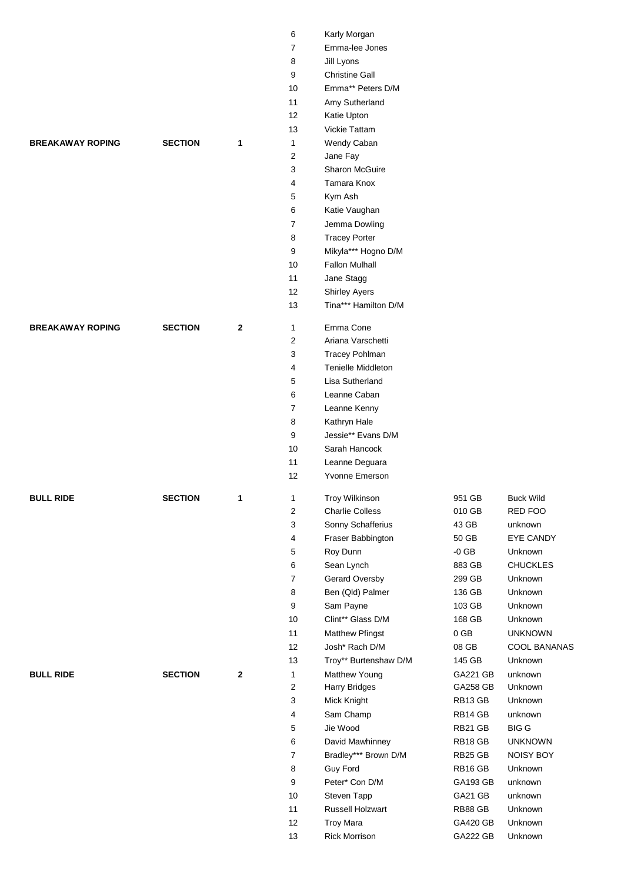| Event | | Section | No. | Name | | |
|---|---|---|---|---|---|---|
| | | | 6 | Karly Morgan | | |
| | | | 7 | Emma-lee Jones | | |
| | | | 8 | Jill Lyons | | |
| | | | 9 | Christine Gall | | |
| | | | 10 | Emma** Peters D/M | | |
| | | | 11 | Amy Sutherland | | |
| | | | 12 | Katie Upton | | |
| | | | 13 | Vickie Tattam | | |
| **BREAKAWAY ROPING** | **SECTION** | **1** | 1 | Wendy Caban | | |
| | | | 2 | Jane Fay | | |
| | | | 3 | Sharon McGuire | | |
| | | | 4 | Tamara Knox | | |
| | | | 5 | Kym Ash | | |
| | | | 6 | Katie Vaughan | | |
| | | | 7 | Jemma Dowling | | |
| | | | 8 | Tracey Porter | | |
| | | | 9 | Mikyla*** Hogno D/M | | |
| | | | 10 | Fallon Mulhall | | |
| | | | 11 | Jane Stagg | | |
| | | | 12 | Shirley Ayers | | |
| | | | 13 | Tina*** Hamilton D/M | | |
| **BREAKAWAY ROPING** | **SECTION** | **2** | 1 | Emma Cone | | |
| | | | 2 | Ariana Varschetti | | |
| | | | 3 | Tracey Pohlman | | |
| | | | 4 | Tenielle Middleton | | |
| | | | 5 | Lisa Sutherland | | |
| | | | 6 | Leanne Caban | | |
| | | | 7 | Leanne Kenny | | |
| | | | 8 | Kathryn Hale | | |
| | | | 9 | Jessie** Evans D/M | | |
| | | | 10 | Sarah Hancock | | |
| | | | 11 | Leanne Deguara | | |
| | | | 12 | Yvonne Emerson | | |
| **BULL RIDE** | **SECTION** | **1** | 1 | Troy Wilkinson | 951 GB | Buck Wild |
| | | | 2 | Charlie Colless | 010 GB | RED FOO |
| | | | 3 | Sonny Schafferius | 43 GB | unknown |
| | | | 4 | Fraser Babbington | 50 GB | EYE CANDY |
| | | | 5 | Roy Dunn | -0 GB | Unknown |
| | | | 6 | Sean Lynch | 883 GB | CHUCKLES |
| | | | 7 | Gerard Oversby | 299 GB | Unknown |
| | | | 8 | Ben (Qld) Palmer | 136 GB | Unknown |
| | | | 9 | Sam Payne | 103 GB | Unknown |
| | | | 10 | Clint** Glass D/M | 168 GB | Unknown |
| | | | 11 | Matthew Pfingst | 0 GB | UNKNOWN |
| | | | 12 | Josh* Rach D/M | 08 GB | COOL BANANAS |
| | | | 13 | Troy** Burtenshaw D/M | 145 GB | Unknown |
| **BULL RIDE** | **SECTION** | **2** | 1 | Matthew Young | GA221 GB | unknown |
| | | | 2 | Harry Bridges | GA258 GB | Unknown |
| | | | 3 | Mick Knight | RB13 GB | Unknown |
| | | | 4 | Sam Champ | RB14 GB | unknown |
| | | | 5 | Jie Wood | RB21 GB | BIG G |
| | | | 6 | David Mawhinney | RB18 GB | UNKNOWN |
| | | | 7 | Bradley*** Brown D/M | RB25 GB | NOISY BOY |
| | | | 8 | Guy Ford | RB16 GB | Unknown |
| | | | 9 | Peter* Con D/M | GA193 GB | unknown |
| | | | 10 | Steven Tapp | GA21 GB | unknown |
| | | | 11 | Russell Holzwart | RB88 GB | Unknown |
| | | | 12 | Troy Mara | GA420 GB | Unknown |
| | | | 13 | Rick Morrison | GA222 GB | Unknown |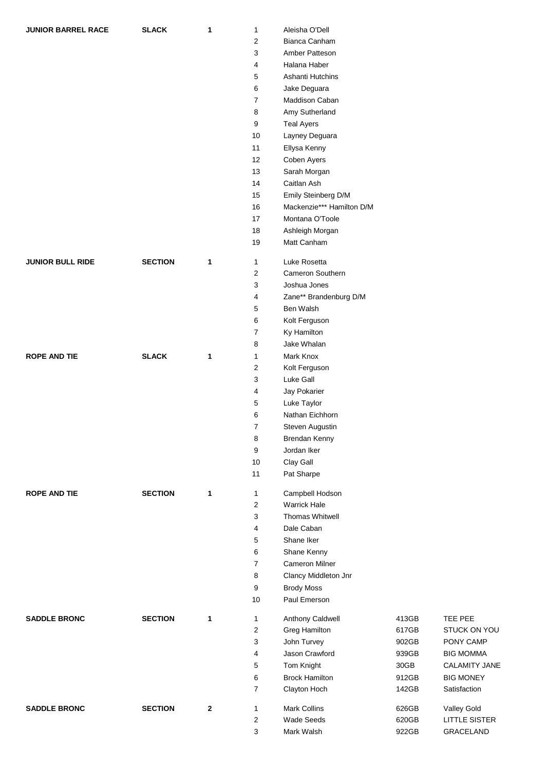| Event | Type | Round | No. | Name | Horse No. | Horse |
|---|---|---|---|---|---|---|
| **JUNIOR BARREL RACE** | **SLACK** | **1** | 1 | Aleisha O'Dell | | |
| | | | 2 | Bianca Canham | | |
| | | | 3 | Amber Patteson | | |
| | | | 4 | Halana Haber | | |
| | | | 5 | Ashanti Hutchins | | |
| | | | 6 | Jake Deguara | | |
| | | | 7 | Maddison Caban | | |
| | | | 8 | Amy Sutherland | | |
| | | | 9 | Teal Ayers | | |
| | | | 10 | Layney Deguara | | |
| | | | 11 | Ellysa Kenny | | |
| | | | 12 | Coben Ayers | | |
| | | | 13 | Sarah Morgan | | |
| | | | 14 | Caitlan Ash | | |
| | | | 15 | Emily Steinberg D/M | | |
| | | | 16 | Mackenzie*** Hamilton D/M | | |
| | | | 17 | Montana O'Toole | | |
| | | | 18 | Ashleigh Morgan | | |
| | | | 19 | Matt Canham | | |
| **JUNIOR BULL RIDE** | **SECTION** | **1** | 1 | Luke Rosetta | | |
| | | | 2 | Cameron Southern | | |
| | | | 3 | Joshua Jones | | |
| | | | 4 | Zane** Brandenburg D/M | | |
| | | | 5 | Ben Walsh | | |
| | | | 6 | Kolt Ferguson | | |
| | | | 7 | Ky Hamilton | | |
| | | | 8 | Jake Whalan | | |
| **ROPE AND TIE** | **SLACK** | **1** | 1 | Mark Knox | | |
| | | | 2 | Kolt Ferguson | | |
| | | | 3 | Luke Gall | | |
| | | | 4 | Jay Pokarier | | |
| | | | 5 | Luke Taylor | | |
| | | | 6 | Nathan Eichhorn | | |
| | | | 7 | Steven Augustin | | |
| | | | 8 | Brendan Kenny | | |
| | | | 9 | Jordan Iker | | |
| | | | 10 | Clay Gall | | |
| | | | 11 | Pat Sharpe | | |
| **ROPE AND TIE** | **SECTION** | **1** | 1 | Campbell Hodson | | |
| | | | 2 | Warrick Hale | | |
| | | | 3 | Thomas Whitwell | | |
| | | | 4 | Dale Caban | | |
| | | | 5 | Shane Iker | | |
| | | | 6 | Shane Kenny | | |
| | | | 7 | Cameron Milner | | |
| | | | 8 | Clancy Middleton Jnr | | |
| | | | 9 | Brody Moss | | |
| | | | 10 | Paul Emerson | | |
| **SADDLE BRONC** | **SECTION** | **1** | 1 | Anthony Caldwell | 413GB | TEE PEE |
| | | | 2 | Greg Hamilton | 617GB | STUCK ON YOU |
| | | | 3 | John Turvey | 902GB | PONY CAMP |
| | | | 4 | Jason Crawford | 939GB | BIG MOMMA |
| | | | 5 | Tom Knight | 30GB | CALAMITY JANE |
| | | | 6 | Brock Hamilton | 912GB | BIG MONEY |
| | | | 7 | Clayton Hoch | 142GB | Satisfaction |
| **SADDLE BRONC** | **SECTION** | **2** | 1 | Mark Collins | 626GB | Valley Gold |
| | | | 2 | Wade Seeds | 620GB | LITTLE SISTER |
| | | | 3 | Mark Walsh | 922GB | GRACELAND |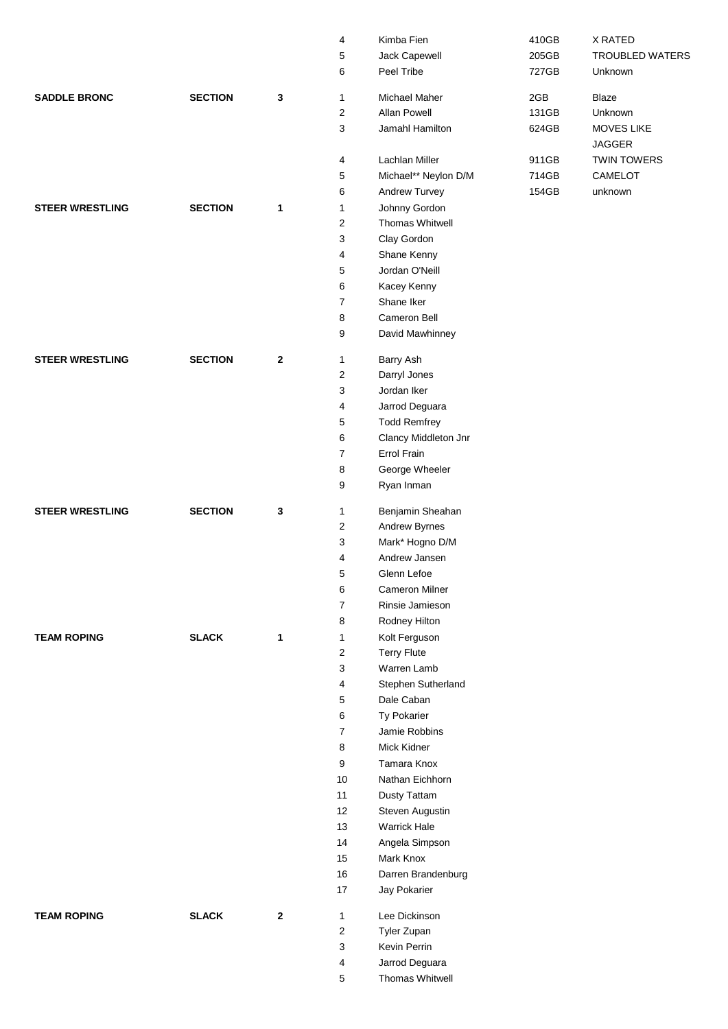| | | | | | | |
|---|---|---|---|---|---|---|
| | | | 4 | Kimba Fien | 410GB | X RATED |
| | | | 5 | Jack Capewell | 205GB | TROUBLED WATERS |
| | | | 6 | Peel Tribe | 727GB | Unknown |
| **SADDLE BRONC** | **SECTION** | **3** | 1 | Michael Maher | 2GB | Blaze |
| | | | 2 | Allan Powell | 131GB | Unknown |
| | | | 3 | Jamahl Hamilton | 624GB | MOVES LIKE JAGGER |
| | | | 4 | Lachlan Miller | 911GB | TWIN TOWERS |
| | | | 5 | Michael** Neylon D/M | 714GB | CAMELOT |
| | | | 6 | Andrew Turvey | 154GB | unknown |
| **STEER WRESTLING** | **SECTION** | **1** | 1 | Johnny Gordon | | |
| | | | 2 | Thomas Whitwell | | |
| | | | 3 | Clay Gordon | | |
| | | | 4 | Shane Kenny | | |
| | | | 5 | Jordan O'Neill | | |
| | | | 6 | Kacey Kenny | | |
| | | | 7 | Shane Iker | | |
| | | | 8 | Cameron Bell | | |
| | | | 9 | David Mawhinney | | |
| **STEER WRESTLING** | **SECTION** | **2** | 1 | Barry Ash | | |
| | | | 2 | Darryl Jones | | |
| | | | 3 | Jordan Iker | | |
| | | | 4 | Jarrod Deguara | | |
| | | | 5 | Todd Remfrey | | |
| | | | 6 | Clancy Middleton Jnr | | |
| | | | 7 | Errol Frain | | |
| | | | 8 | George Wheeler | | |
| | | | 9 | Ryan Inman | | |
| **STEER WRESTLING** | **SECTION** | **3** | 1 | Benjamin Sheahan | | |
| | | | 2 | Andrew Byrnes | | |
| | | | 3 | Mark* Hogno D/M | | |
| | | | 4 | Andrew Jansen | | |
| | | | 5 | Glenn Lefoe | | |
| | | | 6 | Cameron Milner | | |
| | | | 7 | Rinsie Jamieson | | |
| | | | 8 | Rodney Hilton | | |
| **TEAM ROPING** | **SLACK** | **1** | 1 | Kolt Ferguson | | |
| | | | 2 | Terry Flute | | |
| | | | 3 | Warren Lamb | | |
| | | | 4 | Stephen Sutherland | | |
| | | | 5 | Dale Caban | | |
| | | | 6 | Ty Pokarier | | |
| | | | 7 | Jamie Robbins | | |
| | | | 8 | Mick Kidner | | |
| | | | 9 | Tamara Knox | | |
| | | | 10 | Nathan Eichhorn | | |
| | | | 11 | Dusty Tattam | | |
| | | | 12 | Steven Augustin | | |
| | | | 13 | Warrick Hale | | |
| | | | 14 | Angela Simpson | | |
| | | | 15 | Mark Knox | | |
| | | | 16 | Darren Brandenburg | | |
| | | | 17 | Jay Pokarier | | |
| **TEAM ROPING** | **SLACK** | **2** | 1 | Lee Dickinson | | |
| | | | 2 | Tyler Zupan | | |
| | | | 3 | Kevin Perrin | | |
| | | | 4 | Jarrod Deguara | | |
| | | | 5 | Thomas Whitwell | | |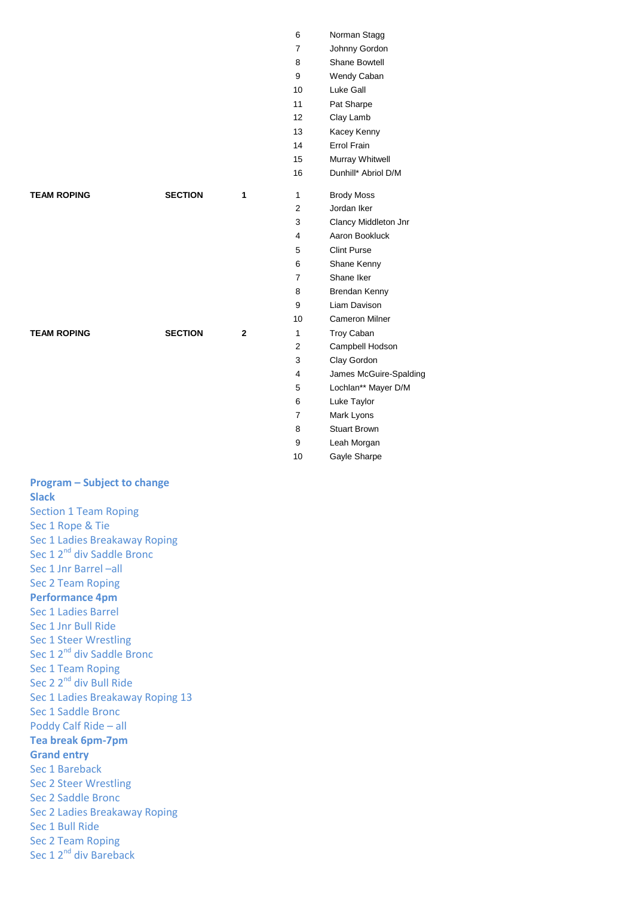| | | | | |
|---|---|---|---|---|
| | | | 6 | Norman Stagg |
| | | | 7 | Johnny Gordon |
| | | | 8 | Shane Bowtell |
| | | | 9 | Wendy Caban |
| | | | 10 | Luke Gall |
| | | | 11 | Pat Sharpe |
| | | | 12 | Clay Lamb |
| | | | 13 | Kacey Kenny |
| | | | 14 | Errol Frain |
| | | | 15 | Murray Whitwell |
| | | | 16 | Dunhill* Abriol D/M |
| **TEAM ROPING** | **SECTION** | **1** | 1 | Brody Moss |
| | | | 2 | Jordan Iker |
| | | | 3 | Clancy Middleton Jnr |
| | | | 4 | Aaron Bookluck |
| | | | 5 | Clint Purse |
| | | | 6 | Shane Kenny |
| | | | 7 | Shane Iker |
| | | | 8 | Brendan Kenny |
| | | | 9 | Liam Davison |
| | | | 10 | Cameron Milner |
| **TEAM ROPING** | **SECTION** | **2** | 1 | Troy Caban |
| | | | 2 | Campbell Hodson |
| | | | 3 | Clay Gordon |
| | | | 4 | James McGuire-Spalding |
| | | | 5 | Lochlan** Mayer D/M |
| | | | 6 | Luke Taylor |
| | | | 7 | Mark Lyons |
| | | | 8 | Stuart Brown |
| | | | 9 | Leah Morgan |
| | | | 10 | Gayle Sharpe |

**Program – Subject to change**

**Slack**

Section 1 Team Roping
Sec 1 Rope & Tie
Sec 1 Ladies Breakaway Roping
Sec 1 2nd div Saddle Bronc
Sec 1 Jnr Barrel –all
Sec 2 Team Roping

**Performance 4pm**

Sec 1 Ladies Barrel
Sec 1 Jnr Bull Ride
Sec 1 Steer Wrestling
Sec 1 2nd div Saddle Bronc
Sec 1 Team Roping
Sec 2 2nd div Bull Ride
Sec 1 Ladies Breakaway Roping 13
Sec 1 Saddle Bronc
Poddy Calf Ride – all

**Tea break 6pm-7pm**

**Grand entry**

Sec 1 Bareback
Sec 2 Steer Wrestling
Sec 2 Saddle Bronc
Sec 2 Ladies Breakaway Roping
Sec 1 Bull Ride
Sec 2 Team Roping
Sec 1 2nd div Bareback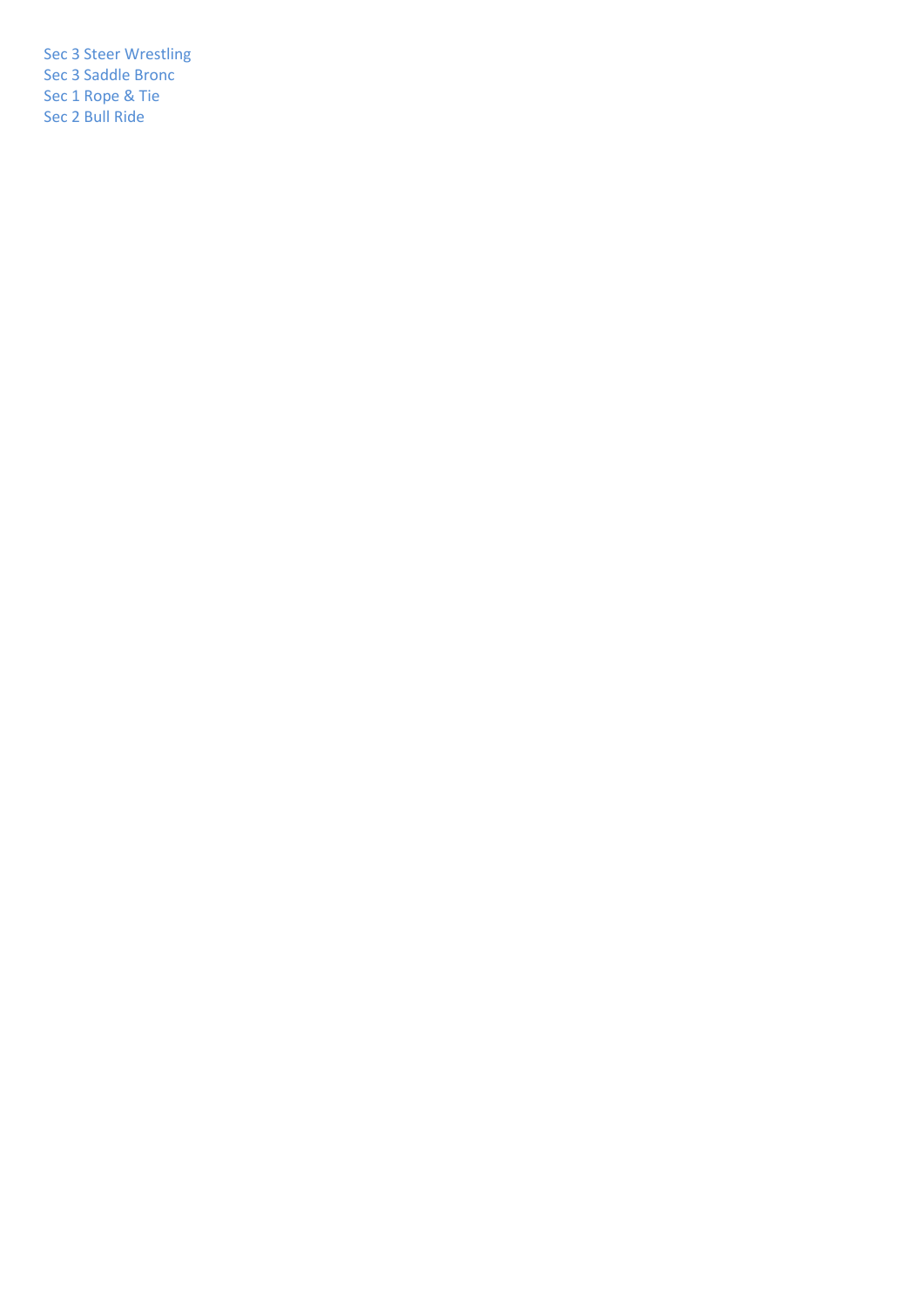Sec 3 Steer Wrestling
Sec 3 Saddle Bronc
Sec 1 Rope & Tie
Sec 2 Bull Ride